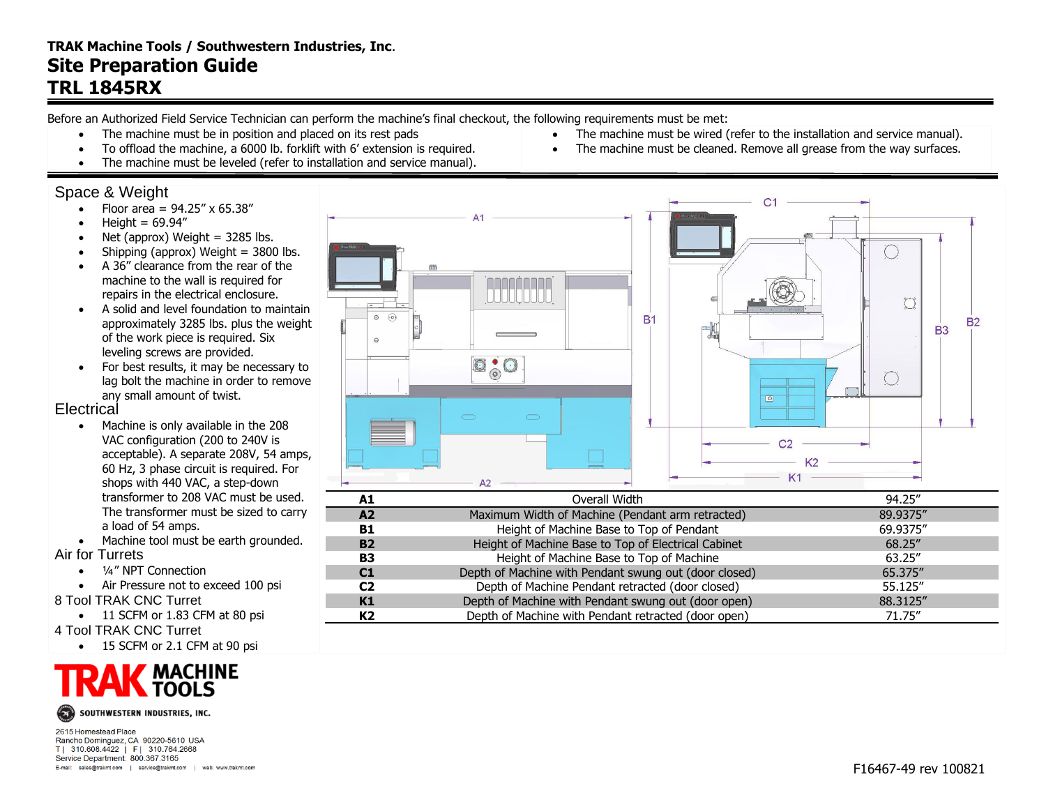**TRAK Machine Tools / Southwestern Industries, Inc.**

# Site Preparation Guide

# TRL 1845RX

Before an Authorized Field Service Technician can perform the machine's final checkout, the following requirements must be met:

- The machine must be in position and placed on its rest pads
- To offload the machine, a 6000 lb. forklift with 6' extension is required.
- The machine must be leveled (refer to installation and service manual).
- The machine must be wired (refer to the installation and service manual).
- The machine must be cleaned. Remove all grease from the way surfaces.

## Space & Weight

- Floor area = 94.25" x 65.38"
- Height = 69.94"
- Net (approx) Weight = 3285 lbs.
- Shipping (approx) Weight = 3800 lbs.
- A 36" clearance from the rear of the machine to the wall is required for repairs in the electrical enclosure.
- A solid and level foundation to maintain approximately 3285 lbs. plus the weight of the work piece is required. Six leveling screws are provided.
- For best results, it may be necessary to lag bolt the machine in order to remove any small amount of twist.

## Electrical

- Machine is only available in the 208 VAC configuration (200 to 240V is acceptable). A separate 208V, 54 amps, 60 Hz, 3 phase circuit is required. For shops with 440 VAC, a step-down transformer to 208 VAC must be used. The transformer must be sized to carry a load of 54 amps.
- Machine tool must be earth grounded.

## Air for Turrets

- ¼" NPT Connection
- Air Pressure not to exceed 100 psi

## 8 Tool TRAK CNC Turret

- 11 SCFM or 1.83 CFM at 80 psi

## 4 Tool TRAK CNC Turret

- 15 SCFM or 2.1 CFM at 90 psi

| | | |
|---|---|---|
| **A1** | Overall Width | 94.25" |
| **A2** | Maximum Width of Machine (Pendant arm retracted) | 89.9375" |
| **B1** | Height of Machine Base to Top of Pendant | 69.9375" |
| **B2** | Height of Machine Base to Top of Electrical Cabinet | 68.25" |
| **B3** | Height of Machine Base to Top of Machine | 63.25" |
| **C1** | Depth of Machine with Pendant swung out (door closed) | 65.375" |
| **C2** | Depth of Machine Pendant retracted (door closed) | 55.125" |
| **K1** | Depth of Machine with Pendant swung out (door open) | 88.3125" |
| **K2** | Depth of Machine with Pendant retracted (door open) | 71.75" |

TRAK MACHINE TOOLS

SOUTHWESTERN INDUSTRIES, INC.

2615 Homestead Place
Rancho Dominguez, CA 90220-5610 USA
T | 310.608.4422 | F | 310.764.2668
Service Department: 800.367.3165
E-mail: sales@trakmt.com | service@trakmt.com | web: www.trakmt.com

F16467-49 rev 100821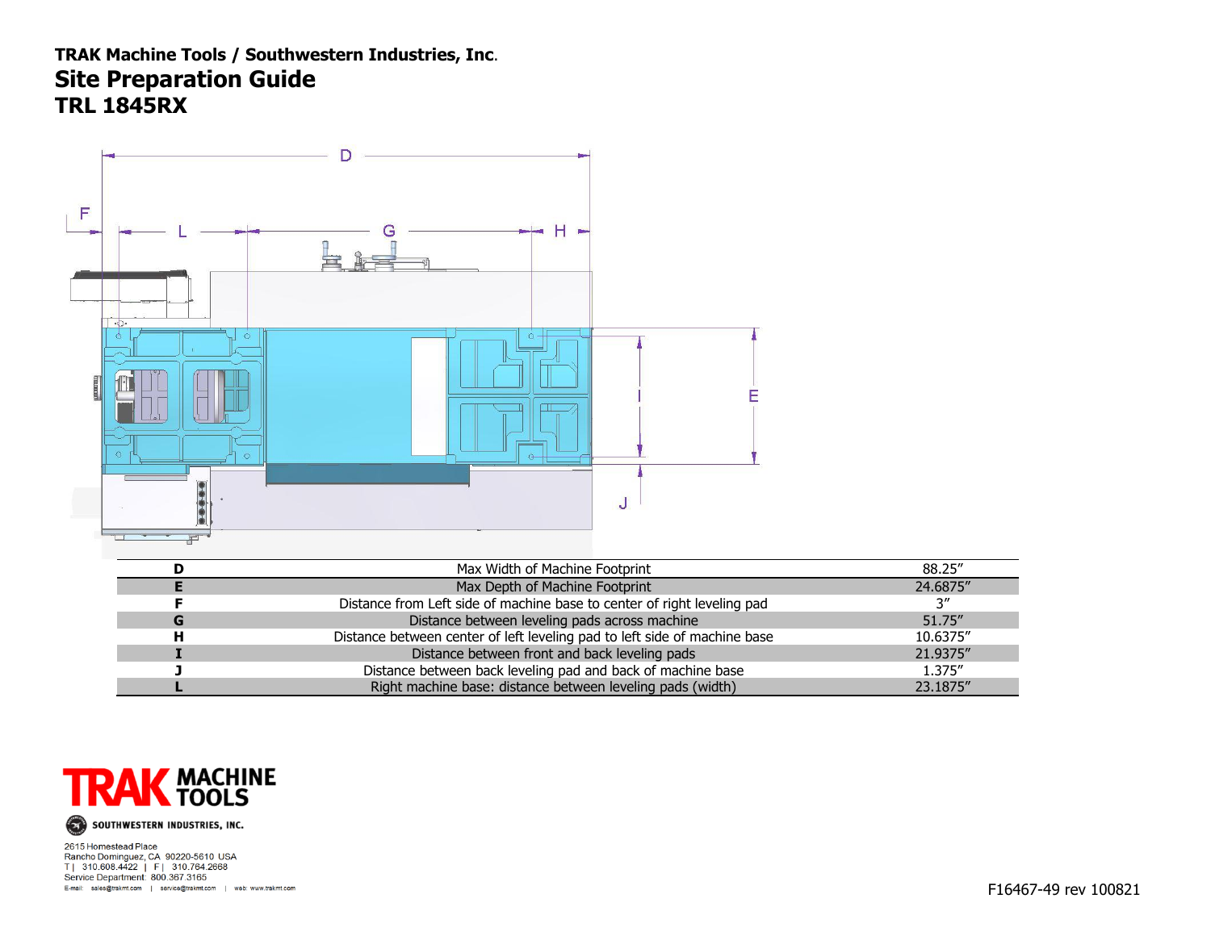**TRAK Machine Tools / Southwestern Industries, Inc.**

# Site Preparation Guide

## TRL 1845RX

| | | |
|---|---|---|
| **D** | Max Width of Machine Footprint | 88.25″ |
| **E** | Max Depth of Machine Footprint | 24.6875″ |
| **F** | Distance from Left side of machine base to center of right leveling pad | 3″ |
| **G** | Distance between leveling pads across machine | 51.75″ |
| **H** | Distance between center of left leveling pad to left side of machine base | 10.6375″ |
| **I** | Distance between front and back leveling pads | 21.9375″ |
| **J** | Distance between back leveling pad and back of machine base | 1.375″ |
| **L** | Right machine base: distance between leveling pads (width) | 23.1875″ |

TRAK MACHINE TOOLS

SOUTHWESTERN INDUSTRIES, INC.

2615 Homestead Place
Rancho Dominguez, CA 90220-5610 USA
T | 310.608.4422 | F | 310.764.2668
Service Department: 800.367.3165
E-mail: sales@trakmt.com | service@trakmt.com | web: www.trakmt.com

F16467-49 rev 100821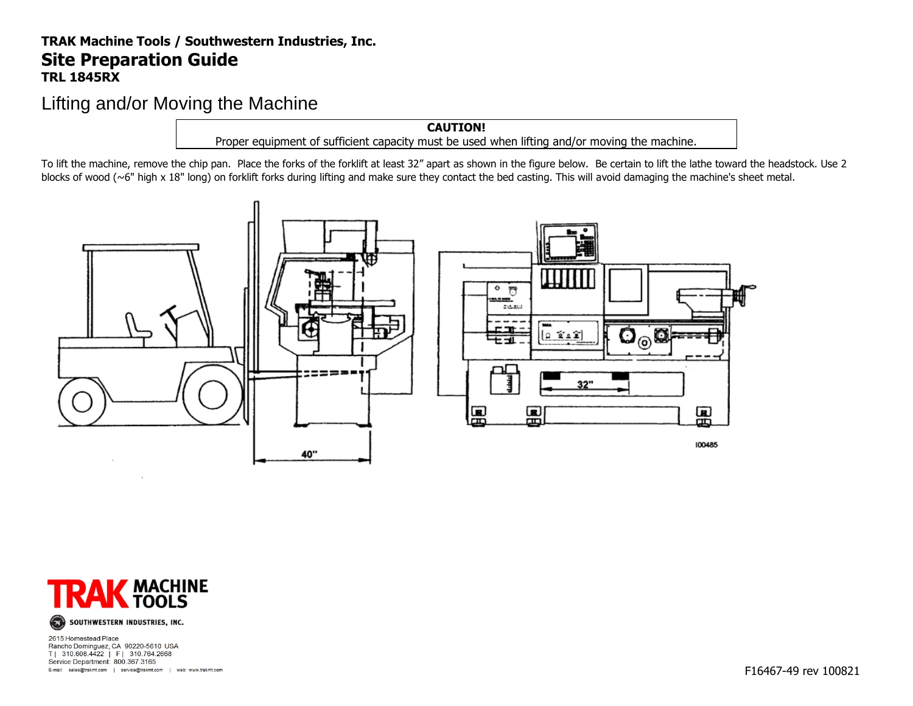**TRAK Machine Tools / Southwestern Industries, Inc.**

# Site Preparation Guide

**TRL 1845RX**

## Lifting and/or Moving the Machine

**CAUTION!**
Proper equipment of sufficient capacity must be used when lifting and/or moving the machine.

To lift the machine, remove the chip pan. Place the forks of the forklift at least 32” apart as shown in the figure below. Be certain to lift the lathe toward the headstock. Use 2 blocks of wood (~6" high x 18" long) on forklift forks during lifting and make sure they contact the bed casting. This will avoid damaging the machine's sheet metal.

40"

32"

100485

TRAK MACHINE TOOLS

SOUTHWESTERN INDUSTRIES, INC.

2615 Homestead Place
Rancho Dominguez, CA 90220-5610 USA
T | 310.608.4422 | F | 310.764.2668
Service Department: 800.367.3165
E-mail: sales@trakmt.com | service@trakmt.com | web: www.trakmt.com

F16467-49 rev 100821